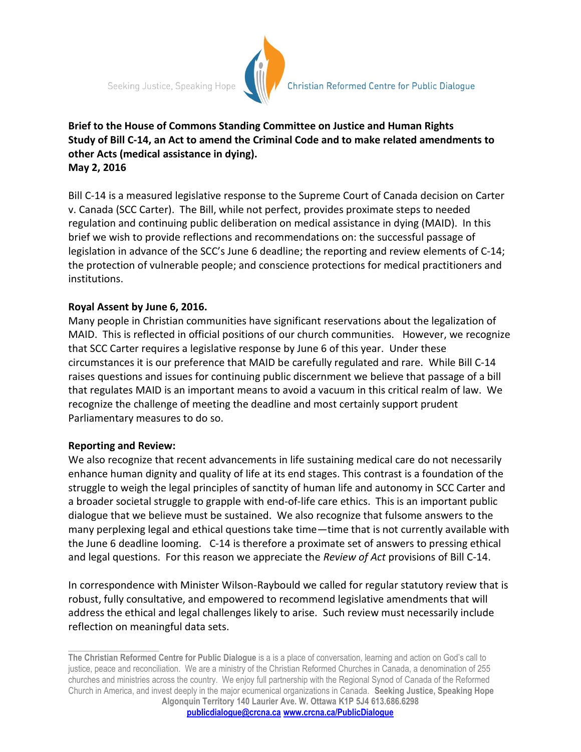Seeking Justice, Speaking Hope

Christian Reformed Centre for Public Dialogue

**Brief to the House of Commons Standing Committee on Justice and Human Rights Study of Bill C-14, an Act to amend the Criminal Code and to make related amendments to other Acts (medical assistance in dying).**
**May 2, 2016**

Bill C-14 is a measured legislative response to the Supreme Court of Canada decision on Carter v. Canada (SCC Carter). The Bill, while not perfect, provides proximate steps to needed regulation and continuing public deliberation on medical assistance in dying (MAID). In this brief we wish to provide reflections and recommendations on: the successful passage of legislation in advance of the SCC's June 6 deadline; the reporting and review elements of C-14; the protection of vulnerable people; and conscience protections for medical practitioners and institutions.

**Royal Assent by June 6, 2016.**
Many people in Christian communities have significant reservations about the legalization of MAID. This is reflected in official positions of our church communities. However, we recognize that SCC Carter requires a legislative response by June 6 of this year. Under these circumstances it is our preference that MAID be carefully regulated and rare. While Bill C-14 raises questions and issues for continuing public discernment we believe that passage of a bill that regulates MAID is an important means to avoid a vacuum in this critical realm of law. We recognize the challenge of meeting the deadline and most certainly support prudent Parliamentary measures to do so.

**Reporting and Review:**
We also recognize that recent advancements in life sustaining medical care do not necessarily enhance human dignity and quality of life at its end stages. This contrast is a foundation of the struggle to weigh the legal principles of sanctity of human life and autonomy in SCC Carter and a broader societal struggle to grapple with end-of-life care ethics. This is an important public dialogue that we believe must be sustained. We also recognize that fulsome answers to the many perplexing legal and ethical questions take time—time that is not currently available with the June 6 deadline looming. C-14 is therefore a proximate set of answers to pressing ethical and legal questions. For this reason we appreciate the *Review of Act* provisions of Bill C-14.

In correspondence with Minister Wilson-Raybould we called for regular statutory review that is robust, fully consultative, and empowered to recommend legislative amendments that will address the ethical and legal challenges likely to arise. Such review must necessarily include reflection on meaningful data sets.

---

**The Christian Reformed Centre for Public Dialogue** is a is a place of conversation, learning and action on God's call to justice, peace and reconciliation. We are a ministry of the Christian Reformed Churches in Canada, a denomination of 255 churches and ministries across the country. We enjoy full partnership with the Regional Synod of Canada of the Reformed Church in America, and invest deeply in the major ecumenical organizations in Canada. **Seeking Justice, Speaking Hope**
**Algonquin Territory 140 Laurier Ave. W. Ottawa K1P 5J4 613.686.6298**
**publicdialogue@crcna.ca www.crcna.ca/PublicDialogue**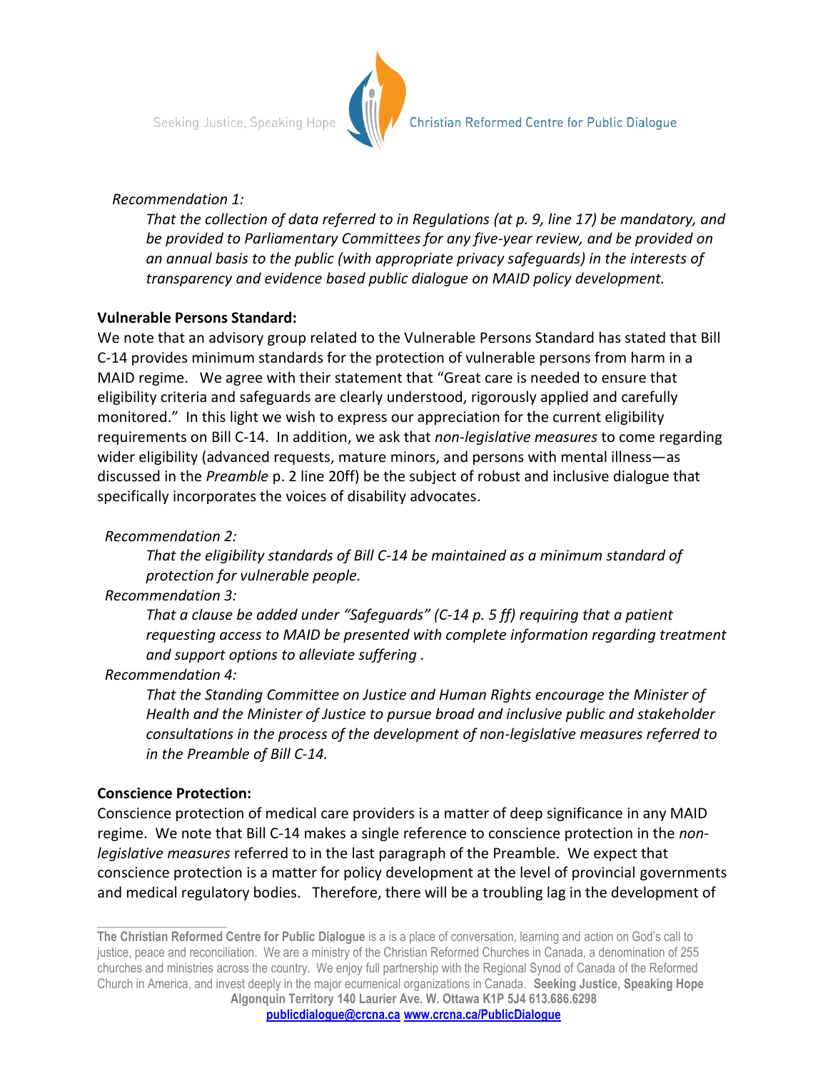*Recommendation 1:*

*That the collection of data referred to in Regulations (at p. 9, line 17) be mandatory, and be provided to Parliamentary Committees for any five-year review, and be provided on an annual basis to the public (with appropriate privacy safeguards) in the interests of transparency and evidence based public dialogue on MAID policy development.*

**Vulnerable Persons Standard:**

We note that an advisory group related to the Vulnerable Persons Standard has stated that Bill C-14 provides minimum standards for the protection of vulnerable persons from harm in a MAID regime. We agree with their statement that "Great care is needed to ensure that eligibility criteria and safeguards are clearly understood, rigorously applied and carefully monitored." In this light we wish to express our appreciation for the current eligibility requirements on Bill C-14. In addition, we ask that *non-legislative measures* to come regarding wider eligibility (advanced requests, mature minors, and persons with mental illness—as discussed in the *Preamble* p. 2 line 20ff) be the subject of robust and inclusive dialogue that specifically incorporates the voices of disability advocates.

*Recommendation 2:*

*That the eligibility standards of Bill C-14 be maintained as a minimum standard of protection for vulnerable people.*

*Recommendation 3:*

*That a clause be added under "Safeguards" (C-14 p. 5 ff) requiring that a patient requesting access to MAID be presented with complete information regarding treatment and support options to alleviate suffering .*

*Recommendation 4:*

*That the Standing Committee on Justice and Human Rights encourage the Minister of Health and the Minister of Justice to pursue broad and inclusive public and stakeholder consultations in the process of the development of non-legislative measures referred to in the Preamble of Bill C-14.*

**Conscience Protection:**

Conscience protection of medical care providers is a matter of deep significance in any MAID regime. We note that Bill C-14 makes a single reference to conscience protection in the *non-legislative measures* referred to in the last paragraph of the Preamble. We expect that conscience protection is a matter for policy development at the level of provincial governments and medical regulatory bodies. Therefore, there will be a troubling lag in the development of

---

**The Christian Reformed Centre for Public Dialogue** is a is a place of conversation, learning and action on God's call to justice, peace and reconciliation. We are a ministry of the Christian Reformed Churches in Canada, a denomination of 255 churches and ministries across the country. We enjoy full partnership with the Regional Synod of Canada of the Reformed Church in America, and invest deeply in the major ecumenical organizations in Canada. **Seeking Justice, Speaking Hope**

**Algonquin Territory 140 Laurier Ave. W. Ottawa K1P 5J4 613.686.6298**

**publicdialogue@crcna.ca www.crcna.ca/PublicDialogue**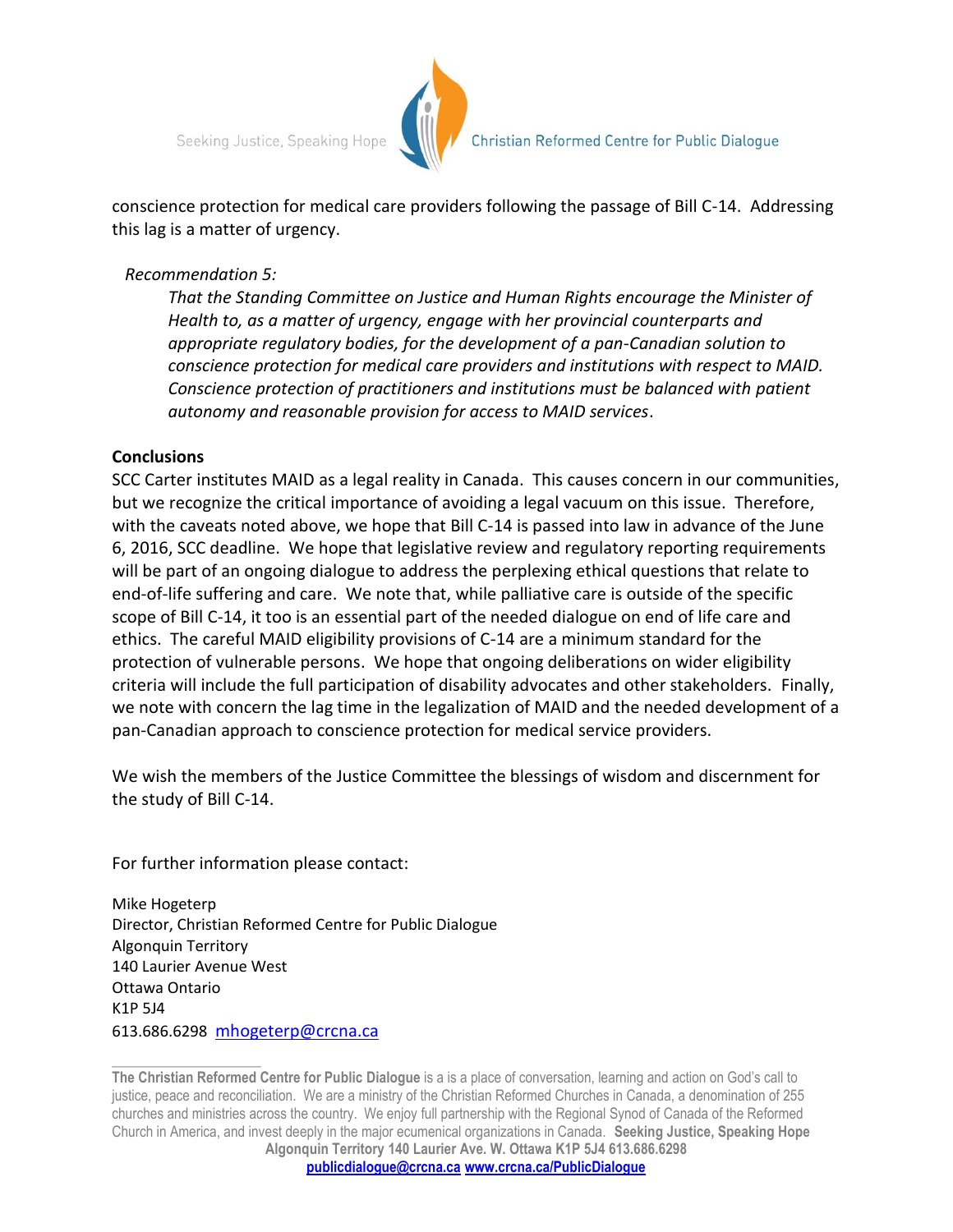conscience protection for medical care providers following the passage of Bill C-14. Addressing this lag is a matter of urgency.

*Recommendation 5:*

*That the Standing Committee on Justice and Human Rights encourage the Minister of Health to, as a matter of urgency, engage with her provincial counterparts and appropriate regulatory bodies, for the development of a pan-Canadian solution to conscience protection for medical care providers and institutions with respect to MAID. Conscience protection of practitioners and institutions must be balanced with patient autonomy and reasonable provision for access to MAID services*.

**Conclusions**

SCC Carter institutes MAID as a legal reality in Canada. This causes concern in our communities, but we recognize the critical importance of avoiding a legal vacuum on this issue. Therefore, with the caveats noted above, we hope that Bill C-14 is passed into law in advance of the June 6, 2016, SCC deadline. We hope that legislative review and regulatory reporting requirements will be part of an ongoing dialogue to address the perplexing ethical questions that relate to end-of-life suffering and care. We note that, while palliative care is outside of the specific scope of Bill C-14, it too is an essential part of the needed dialogue on end of life care and ethics. The careful MAID eligibility provisions of C-14 are a minimum standard for the protection of vulnerable persons. We hope that ongoing deliberations on wider eligibility criteria will include the full participation of disability advocates and other stakeholders. Finally, we note with concern the lag time in the legalization of MAID and the needed development of a pan-Canadian approach to conscience protection for medical service providers.

We wish the members of the Justice Committee the blessings of wisdom and discernment for the study of Bill C-14.

For further information please contact:

Mike Hogeterp
Director, Christian Reformed Centre for Public Dialogue
Algonquin Territory
140 Laurier Avenue West
Ottawa Ontario
K1P 5J4
613.686.6298 mhogeterp@crcna.ca

---

**The Christian Reformed Centre for Public Dialogue** is a is a place of conversation, learning and action on God's call to justice, peace and reconciliation. We are a ministry of the Christian Reformed Churches in Canada, a denomination of 255 churches and ministries across the country. We enjoy full partnership with the Regional Synod of Canada of the Reformed Church in America, and invest deeply in the major ecumenical organizations in Canada. **Seeking Justice, Speaking Hope**
**Algonquin Territory 140 Laurier Ave. W. Ottawa K1P 5J4 613.686.6298**
**publicdialogue@crcna.ca www.crcna.ca/PublicDialogue**